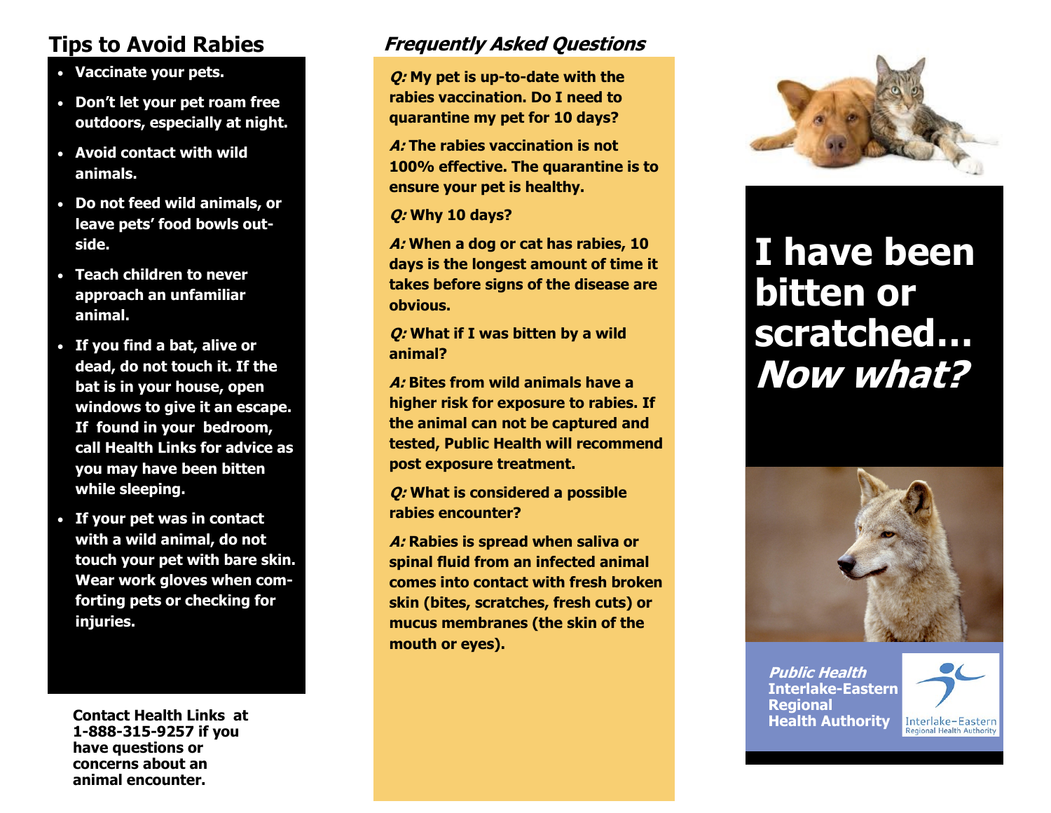## Tips to Avoid Rabies

- **Vaccinate your pets.**
- **Don't let your pet roam free outdoors, especially at night.**
- **Avoid contact with wild animals.**
- **Do not feed wild animals, or leave pets' food bowls outside.**
- **Teach children to never approach an unfamiliar animal.**
- **If you find a bat, alive or dead, do not touch it. If the bat is in your house, open windows to give it an escape. If found in your bedroom, call Health Links for advice as you may have been bitten while sleeping.**
- **If your pet was in contact with a wild animal, do not touch your pet with bare skin. Wear work gloves when comforting pets or checking for injuries.**

**Contact Health Links at 1-888-315-9257 if you have questions or concerns about an animal encounter.**

## *Frequently Asked Questions*

***Q:*** **My pet is up-to-date with the rabies vaccination. Do I need to quarantine my pet for 10 days?**

***A:*** **The rabies vaccination is not 100% effective. The quarantine is to ensure your pet is healthy.**

***Q:*** **Why 10 days?**

***A:*** **When a dog or cat has rabies, 10 days is the longest amount of time it takes before signs of the disease are obvious.**

***Q:*** **What if I was bitten by a wild animal?**

***A:*** **Bites from wild animals have a higher risk for exposure to rabies. If the animal can not be captured and tested, Public Health will recommend post exposure treatment.**

***Q:*** **What is considered a possible rabies encounter?**

***A:*** **Rabies is spread when saliva or spinal fluid from an infected animal comes into contact with fresh broken skin (bites, scratches, fresh cuts) or mucus membranes (the skin of the mouth or eyes).**

# I have been bitten or scratched… *Now what?*

***Public Health***
**Interlake-Eastern Regional Health Authority**

Interlake-Eastern Regional Health Authority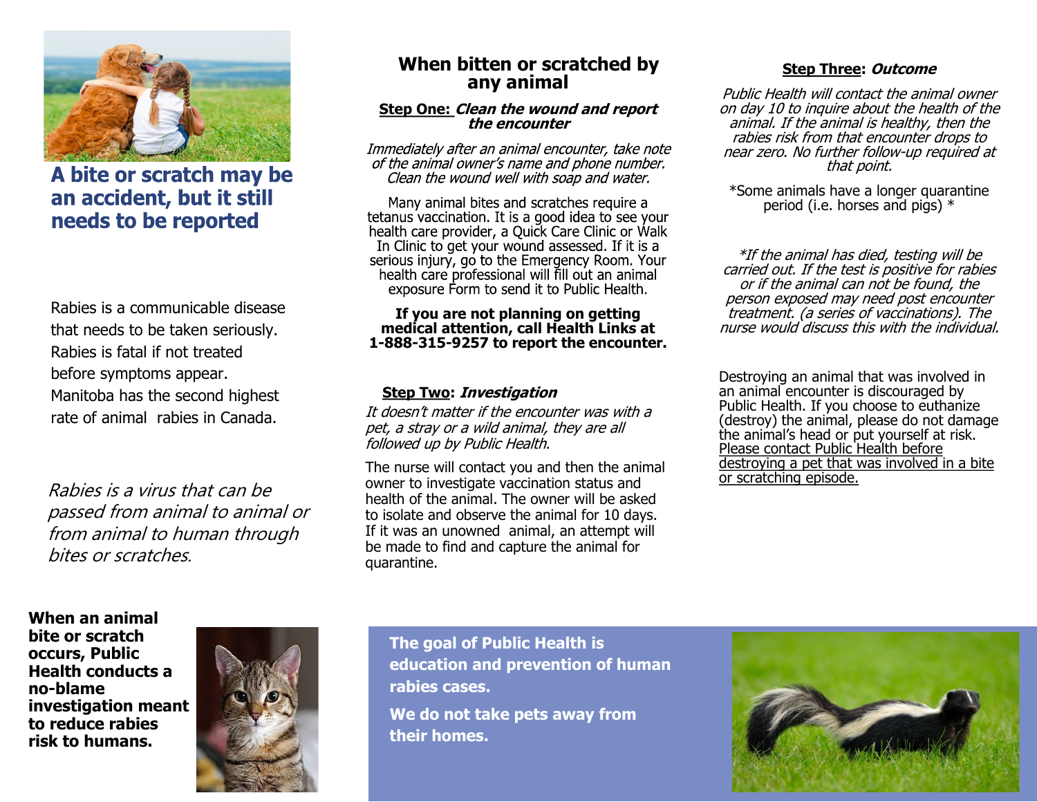## A bite or scratch may be an accident, but it still needs to be reported

Rabies is a communicable disease that needs to be taken seriously. Rabies is fatal if not treated before symptoms appear. Manitoba has the second highest rate of animal rabies in Canada.

*Rabies is a virus that can be passed from animal to animal or from animal to human through bites or scratches.*

**When an animal bite or scratch occurs, Public Health conducts a no-blame investigation meant to reduce rabies risk to humans.**

## When bitten or scratched by any animal

### Step One: *Clean the wound and report the encounter*

*Immediately after an animal encounter, take note of the animal owner's name and phone number. Clean the wound well with soap and water.*

Many animal bites and scratches require a tetanus vaccination. It is a good idea to see your health care provider, a Quick Care Clinic or Walk In Clinic to get your wound assessed. If it is a serious injury, go to the Emergency Room. Your health care professional will fill out an animal exposure Form to send it to Public Health.

**If you are not planning on getting medical attention, call Health Links at 1-888-315-9257 to report the encounter.**

### Step Two: *Investigation*

*It doesn't matter if the encounter was with a pet, a stray or a wild animal, they are all followed up by Public Health*.

The nurse will contact you and then the animal owner to investigate vaccination status and health of the animal. The owner will be asked to isolate and observe the animal for 10 days. If it was an unowned animal, an attempt will be made to find and capture the animal for quarantine.

### Step Three: *Outcome*

*Public Health will contact the animal owner on day 10 to inquire about the health of the animal. If the animal is healthy, then the rabies risk from that encounter drops to near zero. No further follow-up required at that point.*

*Some animals have a longer quarantine period (i.e. horses and pigs) *

**If the animal has died, testing will be carried out. If the test is positive for rabies or if the animal can not be found, the person exposed may need post encounter treatment. (a series of vaccinations). The nurse would discuss this with the individual.*

Destroying an animal that was involved in an animal encounter is discouraged by Public Health. If you choose to euthanize (destroy) the animal, please do not damage the animal's head or put yourself at risk. Please contact Public Health before destroying a pet that was involved in a bite or scratching episode.

**The goal of Public Health is education and prevention of human rabies cases.**

**We do not take pets away from their homes.**